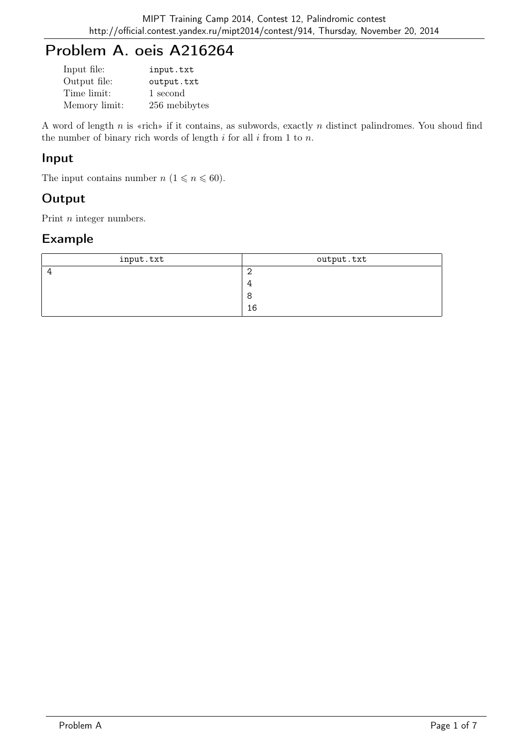# Problem A. oeis A216264

| | |
|---|---|
| Input file: | input.txt |
| Output file: | output.txt |
| Time limit: | 1 second |
| Memory limit: | 256 mebibytes |

A word of length $n$ is «rich» if it contains, as subwords, exactly $n$ distinct palindromes. You shoud find the number of binary rich words of length $i$ for all $i$ from 1 to $n$.

## Input

The input contains number $n$ ($1 \leqslant n \leqslant 60$).

## Output

Print $n$ integer numbers.

## Example

| input.txt | output.txt |
|---|---|
| 4 | 2<br>4<br>8<br>16 |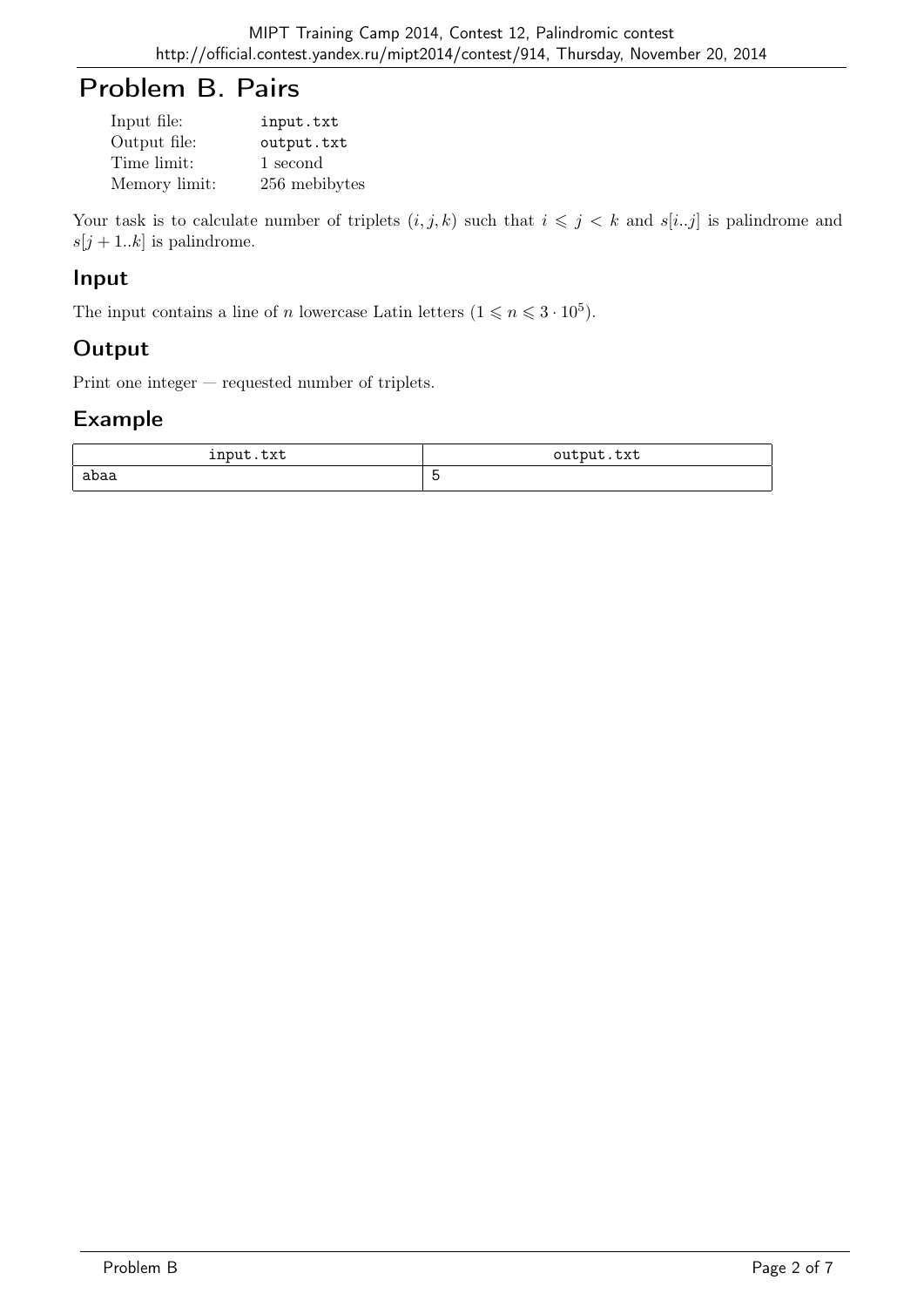# Problem B. Pairs

| | |
|---|---|
| Input file: | input.txt |
| Output file: | output.txt |
| Time limit: | 1 second |
| Memory limit: | 256 mebibytes |

Your task is to calculate number of triplets $(i, j, k)$ such that $i \leqslant j < k$ and $s[i..j]$ is palindrome and $s[j+1..k]$ is palindrome.

## Input

The input contains a line of $n$ lowercase Latin letters ($1 \leqslant n \leqslant 3 \cdot 10^5$).

## Output

Print one integer — requested number of triplets.

## Example

| input.txt | output.txt |
|---|---|
| abaa | 5 |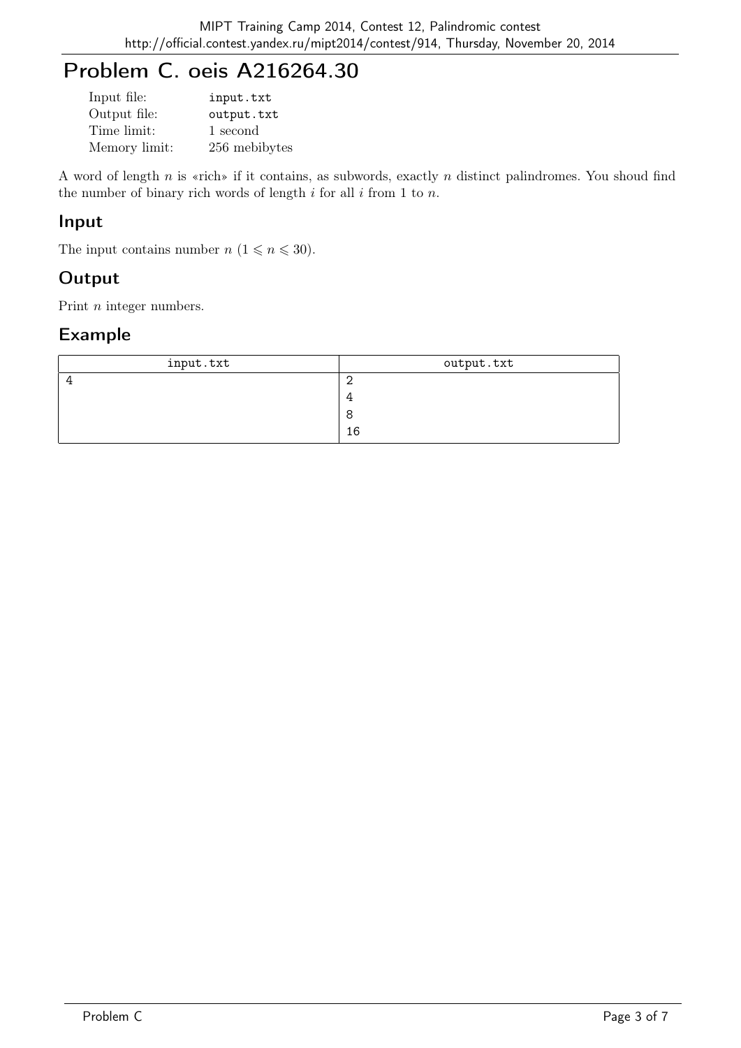# Problem C. oeis A216264.30

| | |
|---|---|
| Input file: | input.txt |
| Output file: | output.txt |
| Time limit: | 1 second |
| Memory limit: | 256 mebibytes |

A word of length $n$ is «rich» if it contains, as subwords, exactly $n$ distinct palindromes. You shoud find the number of binary rich words of length $i$ for all $i$ from 1 to $n$.

## Input

The input contains number $n$ ($1 \leqslant n \leqslant 30$).

## Output

Print $n$ integer numbers.

## Example

| input.txt | output.txt |
|---|---|
| 4 | 2<br>4<br>8<br>16 |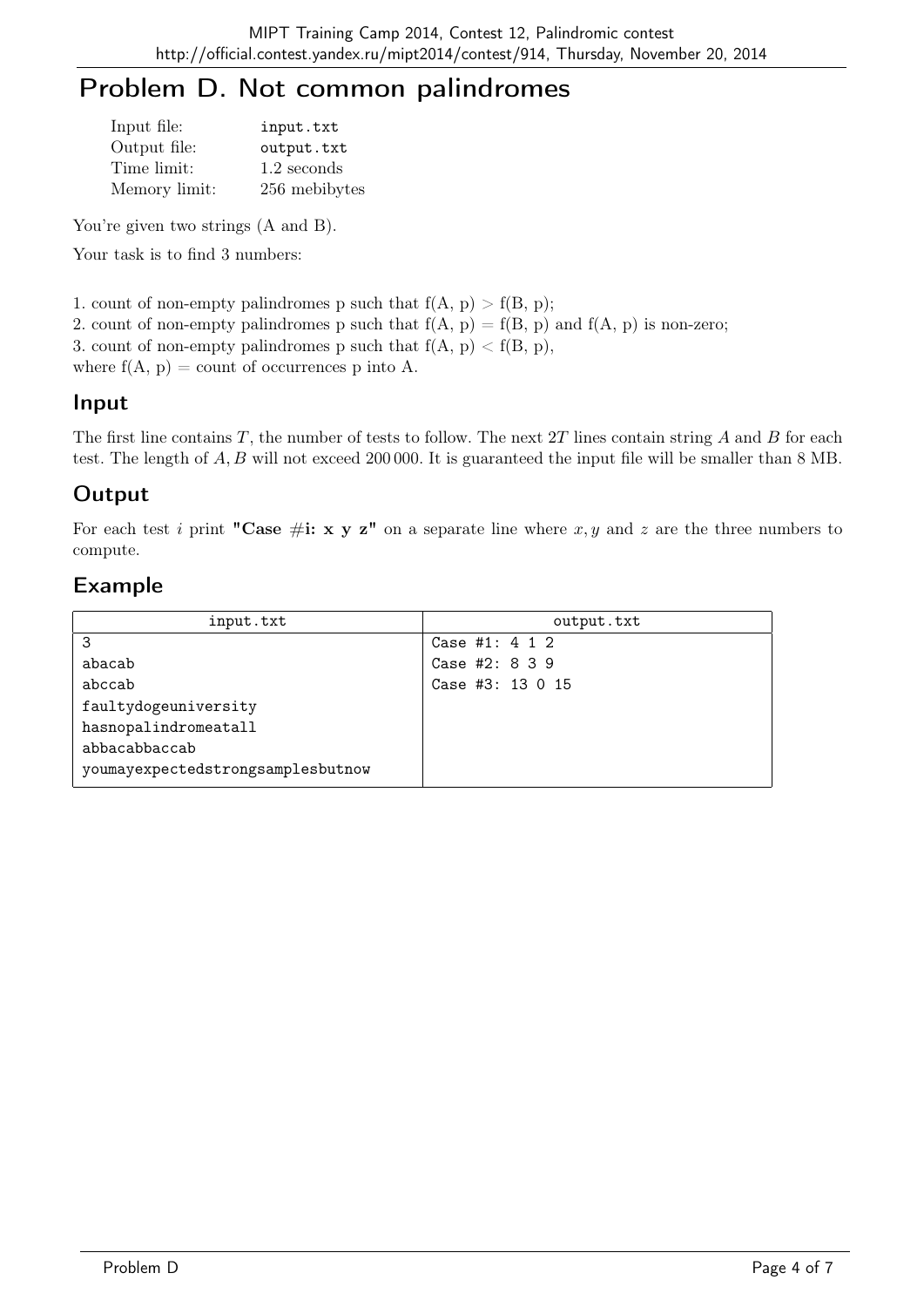# Problem D. Not common palindromes

| | |
|---|---|
| Input file: | input.txt |
| Output file: | output.txt |
| Time limit: | 1.2 seconds |
| Memory limit: | 256 mebibytes |

You're given two strings (A and B).

Your task is to find 3 numbers:

1. count of non-empty palindromes p such that f(A, p) > f(B, p);
2. count of non-empty palindromes p such that f(A, p) = f(B, p) and f(A, p) is non-zero;
3. count of non-empty palindromes p such that f(A, p) < f(B, p),

where f(A, p) = count of occurrences p into A.

## Input

The first line contains $T$, the number of tests to follow. The next $2T$ lines contain string $A$ and $B$ for each test. The length of $A, B$ will not exceed 200 000. It is guaranteed the input file will be smaller than 8 MB.

## Output

For each test $i$ print **"Case #i: x y z"** on a separate line where $x, y$ and $z$ are the three numbers to compute.

## Example

| input.txt | output.txt |
|---|---|
| 3<br>abacab<br>abccab<br>faultydogeuniversity<br>hasnopalindromeatall<br>abbacabbaccab<br>youmayexpectedstrongsamplesbutnow | Case #1: 4 1 2<br>Case #2: 8 3 9<br>Case #3: 13 0 15 |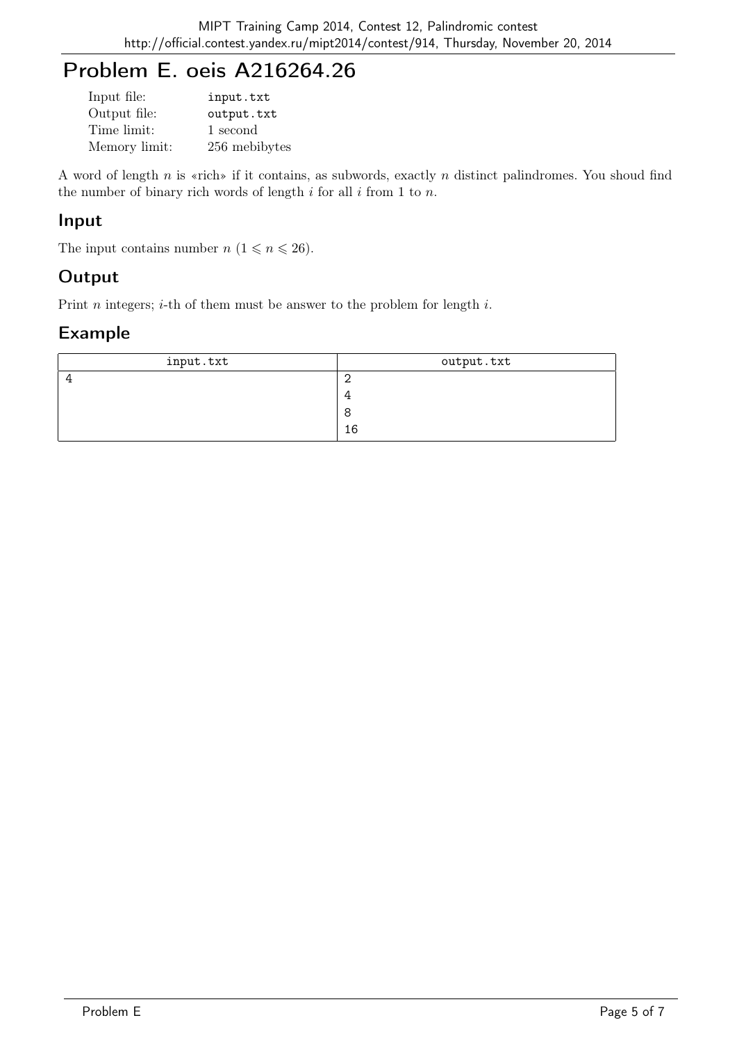# Problem E. oeis A216264.26

| | |
|---|---|
| Input file: | input.txt |
| Output file: | output.txt |
| Time limit: | 1 second |
| Memory limit: | 256 mebibytes |

A word of length $n$ is «rich» if it contains, as subwords, exactly $n$ distinct palindromes. You shoud find the number of binary rich words of length $i$ for all $i$ from 1 to $n$.

## Input

The input contains number $n$ ($1 \leqslant n \leqslant 26$).

## Output

Print $n$ integers; $i$-th of them must be answer to the problem for length $i$.

## Example

| input.txt | output.txt |
|---|---|
| 4 | 2<br>4<br>8<br>16 |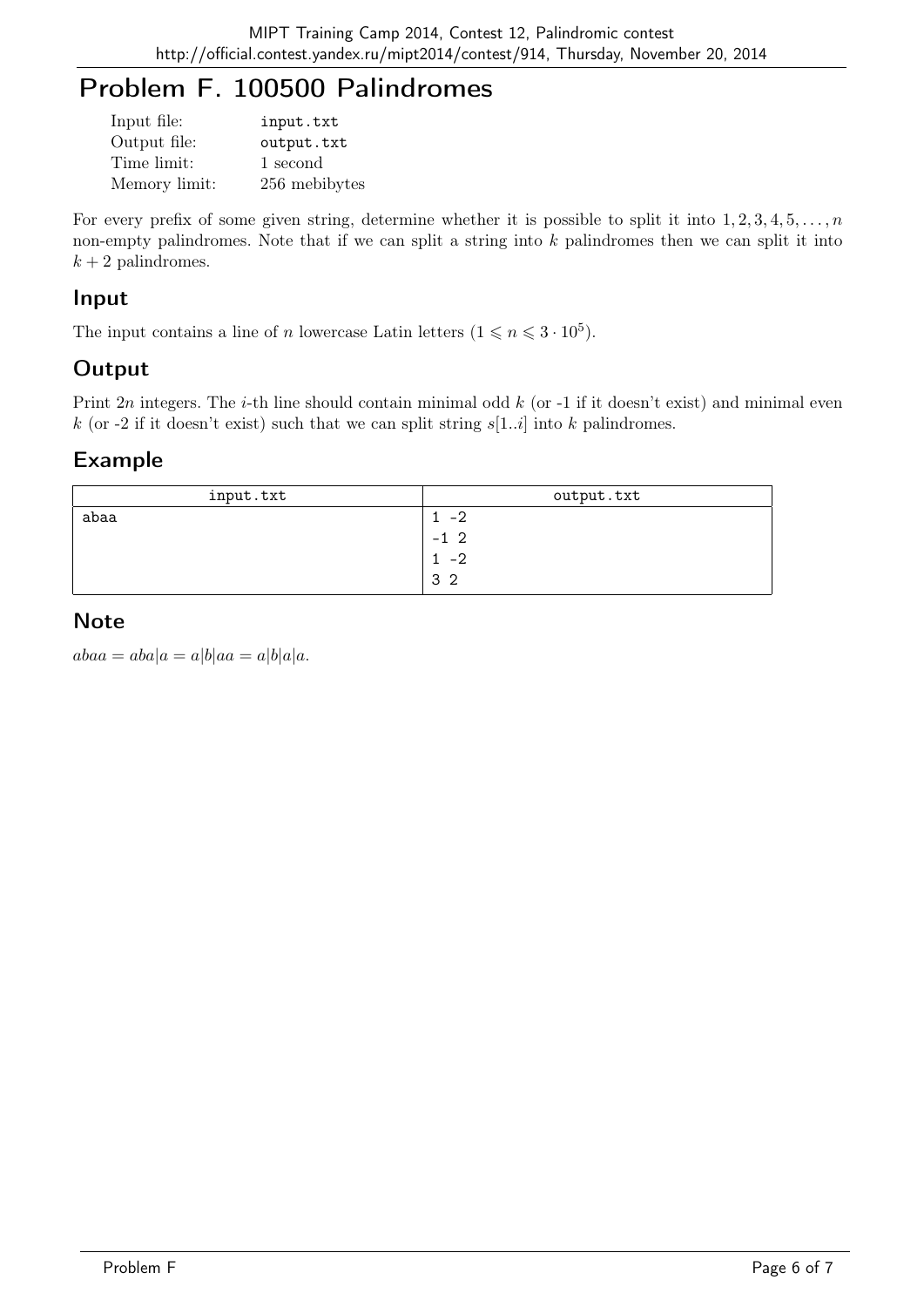# Problem F. 100500 Palindromes

| | |
|---|---|
| Input file: | input.txt |
| Output file: | output.txt |
| Time limit: | 1 second |
| Memory limit: | 256 mebibytes |

For every prefix of some given string, determine whether it is possible to split it into $1, 2, 3, 4, 5, \ldots, n$ non-empty palindromes. Note that if we can split a string into $k$ palindromes then we can split it into $k + 2$ palindromes.

## Input

The input contains a line of $n$ lowercase Latin letters ($1 \leqslant n \leqslant 3 \cdot 10^5$).

## Output

Print $2n$ integers. The $i$-th line should contain minimal odd $k$ (or -1 if it doesn't exist) and minimal even $k$ (or -2 if it doesn't exist) such that we can split string $s[1..i]$ into $k$ palindromes.

## Example

| input.txt | output.txt |
|---|---|
| abaa | 1 -2<br>-1 2<br>1 -2<br>3 2 |

## Note

$abaa = aba|a = a|b|aa = a|b|a|a$.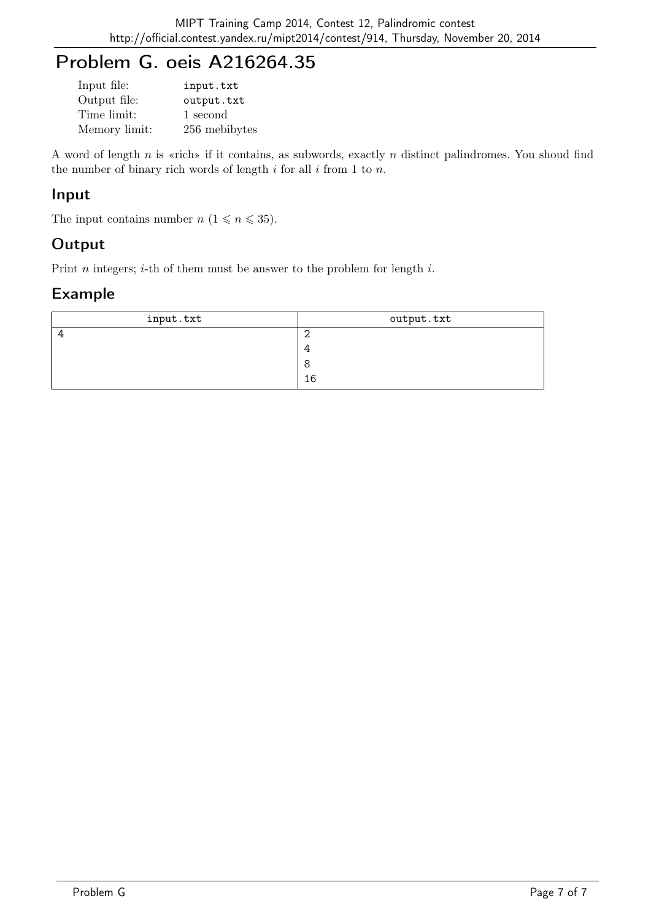# Problem G. oeis A216264.35

| | |
|---|---|
| Input file: | `input.txt` |
| Output file: | `output.txt` |
| Time limit: | 1 second |
| Memory limit: | 256 mebibytes |

A word of length $n$ is «rich» if it contains, as subwords, exactly $n$ distinct palindromes. You shoud find the number of binary rich words of length $i$ for all $i$ from 1 to $n$.

## Input

The input contains number $n$ ($1 \leqslant n \leqslant 35$).

## Output

Print $n$ integers; $i$-th of them must be answer to the problem for length $i$.

## Example

| input.txt | output.txt |
|---|---|
| 4 | 2<br>4<br>8<br>16 |